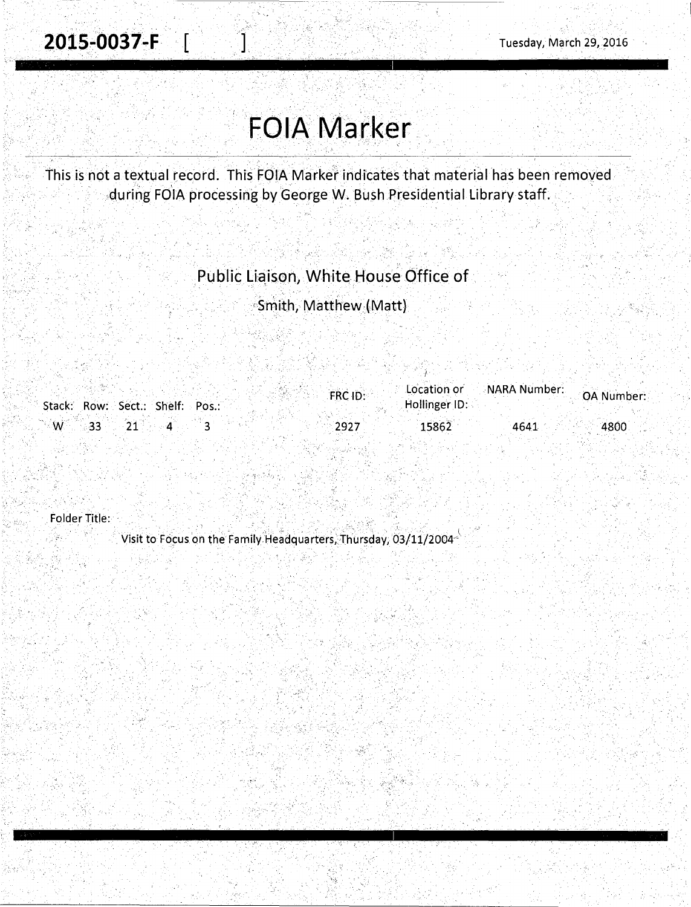**2015-0037-F** [ ]

Tuesday, March 29, 2016

# FOIA Marker

This is not a textual record. This FOIA Marker indicates that material has been removed during FOIA processing by George W. Bush Presidential Library staff.

Public Liaison, White House Office of

Smith, Matthew (Matt)

| Stack: | Row: | Sect.: | Shelf: | Pos.: | FRC ID: | Location or Hollinger ID: | NARA Number: | OA Number: |
|---|---|---|---|---|---|---|---|---|
| W | 33 | 21 | 4 | 3 | 2927 | 15862 | 4641 | 4800 |

Folder Title:

Visit to Focus on the Family Headquarters, Thursday, 03/11/2004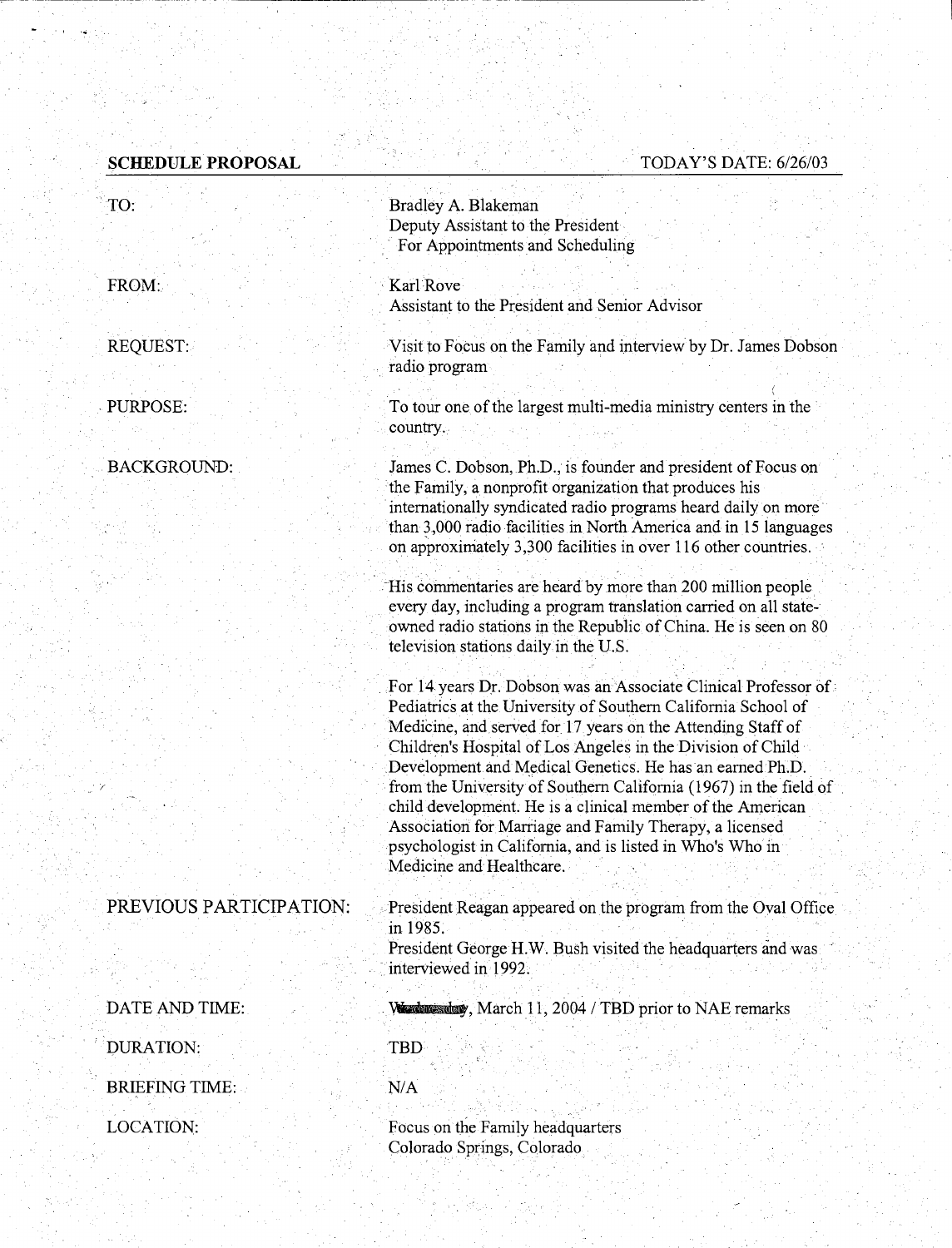**SCHEDULE PROPOSAL** TODAY'S DATE: 6/26/03

| | |
|---|---|
| TO: | Bradley A. Blakeman<br>Deputy Assistant to the President<br>For Appointments and Scheduling |
| FROM: | Karl Rove<br>Assistant to the President and Senior Advisor |
| REQUEST: | Visit to Focus on the Family and interview by Dr. James Dobson radio program |
| PURPOSE: | To tour one of the largest multi-media ministry centers in the country. |
| BACKGROUND: | James C. Dobson, Ph.D., is founder and president of Focus on the Family, a nonprofit organization that produces his internationally syndicated radio programs heard daily on more than 3,000 radio facilities in North America and in 15 languages on approximately 3,300 facilities in over 116 other countries.<br><br>His commentaries are heard by more than 200 million people every day, including a program translation carried on all state-owned radio stations in the Republic of China. He is seen on 80 television stations daily in the U.S.<br><br>For 14 years Dr. Dobson was an Associate Clinical Professor of Pediatrics at the University of Southern California School of Medicine, and served for 17 years on the Attending Staff of Children's Hospital of Los Angeles in the Division of Child Development and Medical Genetics. He has an earned Ph.D. from the University of Southern California (1967) in the field of child development. He is a clinical member of the American Association for Marriage and Family Therapy, a licensed psychologist in California, and is listed in Who's Who in Medicine and Healthcare. |
| PREVIOUS PARTICIPATION: | President Reagan appeared on the program from the Oval Office in 1985.<br>President George H.W. Bush visited the headquarters and was interviewed in 1992. |
| DATE AND TIME: | Wednesday, March 11, 2004 / TBD prior to NAE remarks |
| DURATION: | TBD |
| BRIEFING TIME: | N/A |
| LOCATION: | Focus on the Family headquarters<br>Colorado Springs, Colorado |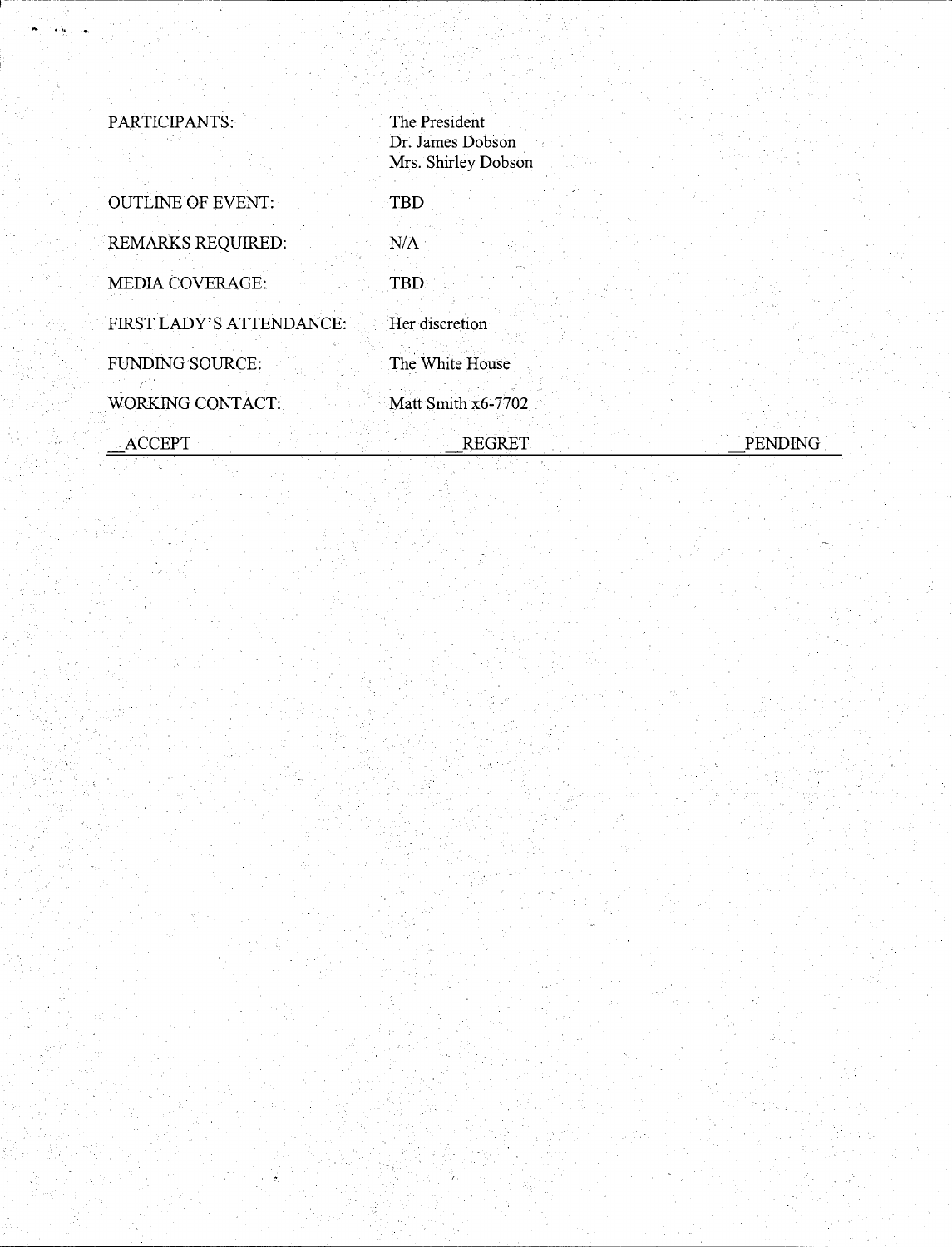| | |
|---|---|
| PARTICIPANTS: | The President<br>Dr. James Dobson<br>Mrs. Shirley Dobson |
| OUTLINE OF EVENT: | TBD |
| REMARKS REQUIRED: | N/A |
| MEDIA COVERAGE: | TBD |
| FIRST LADY'S ATTENDANCE: | Her discretion |
| FUNDING SOURCE: | The White House |
| WORKING CONTACT: | Matt Smith x6-7702 |

__ACCEPT    __REGRET    __PENDING